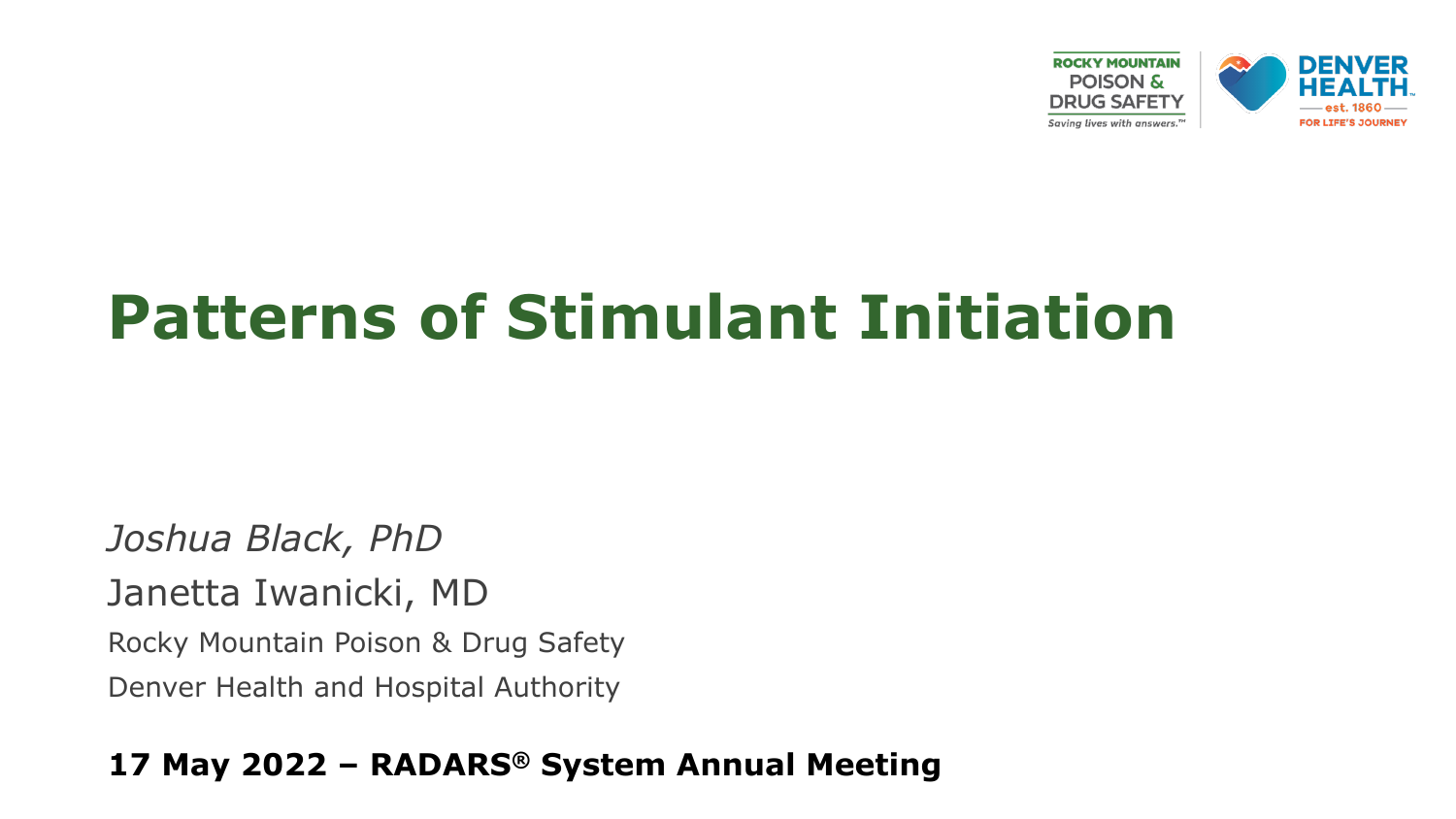# Patterns of Stimulant Initiation

*Joshua Black, PhD*

Janetta Iwanicki, MD

Rocky Mountain Poison & Drug Safety

Denver Health and Hospital Authority

**17 May 2022 – RADARS® System Annual Meeting**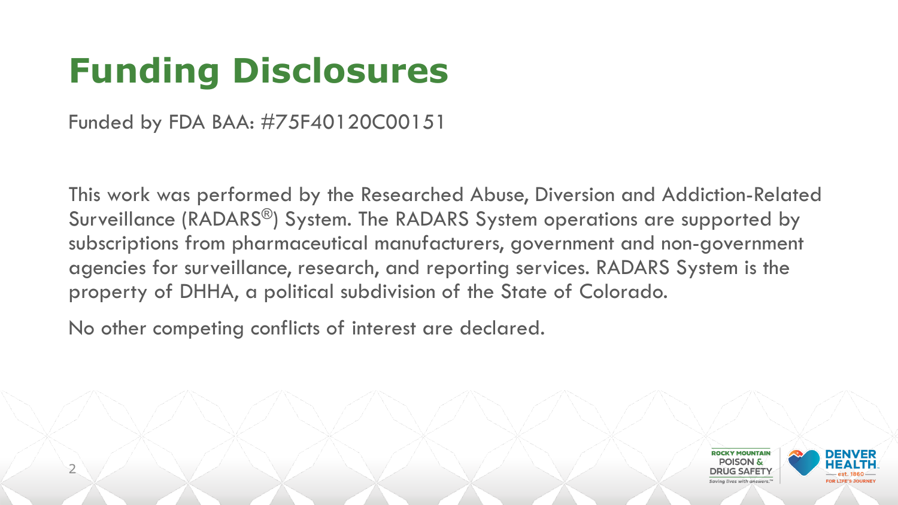# Funding Disclosures

Funded by FDA BAA: #75F40120C00151

This work was performed by the Researched Abuse, Diversion and Addiction-Related Surveillance (RADARS®) System. The RADARS System operations are supported by subscriptions from pharmaceutical manufacturers, government and non-government agencies for surveillance, research, and reporting services. RADARS System is the property of DHHA, a political subdivision of the State of Colorado.

No other competing conflicts of interest are declared.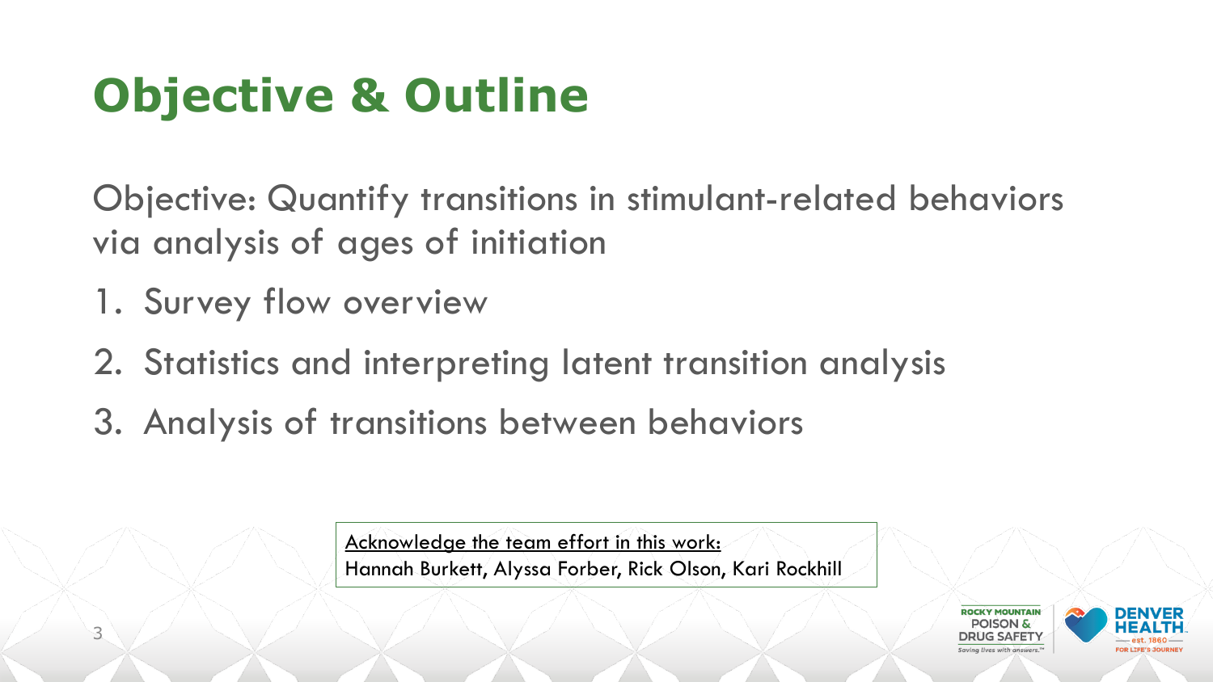# Objective & Outline

Objective: Quantify transitions in stimulant-related behaviors via analysis of ages of initiation

1. Survey flow overview
2. Statistics and interpreting latent transition analysis
3. Analysis of transitions between behaviors

Acknowledge the team effort in this work:
Hannah Burkett, Alyssa Forber, Rick Olson, Kari Rockhill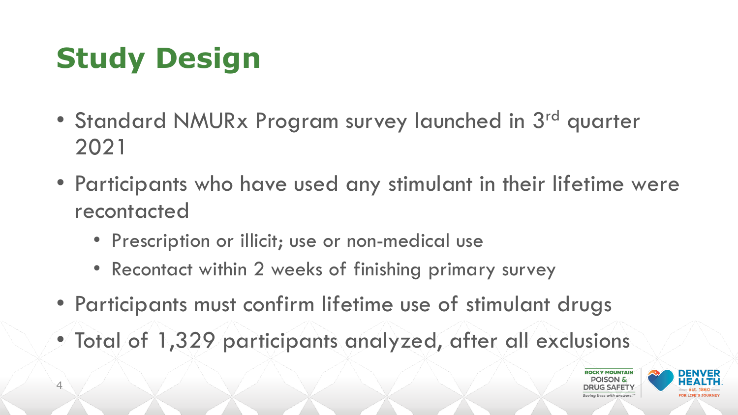# Study Design

- Standard NMURx Program survey launched in 3rd quarter 2021
- Participants who have used any stimulant in their lifetime were recontacted
  - Prescription or illicit; use or non-medical use
  - Recontact within 2 weeks of finishing primary survey
- Participants must confirm lifetime use of stimulant drugs
- Total of 1,329 participants analyzed, after all exclusions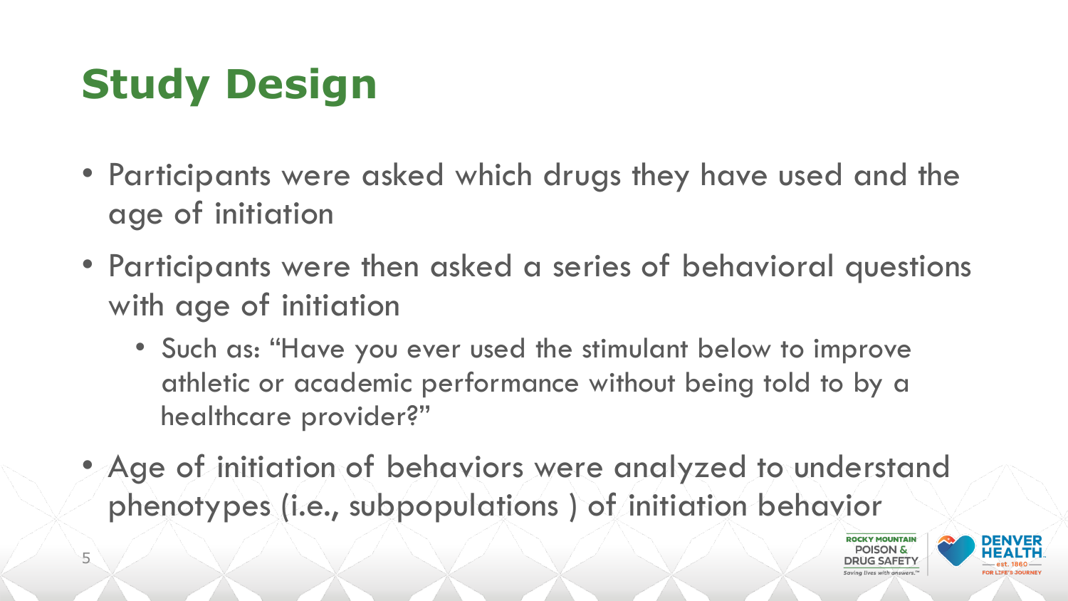# Study Design

- Participants were asked which drugs they have used and the age of initiation
- Participants were then asked a series of behavioral questions with age of initiation
  - Such as: "Have you ever used the stimulant below to improve athletic or academic performance without being told to by a healthcare provider?"
- Age of initiation of behaviors were analyzed to understand phenotypes (i.e., subpopulations ) of initiation behavior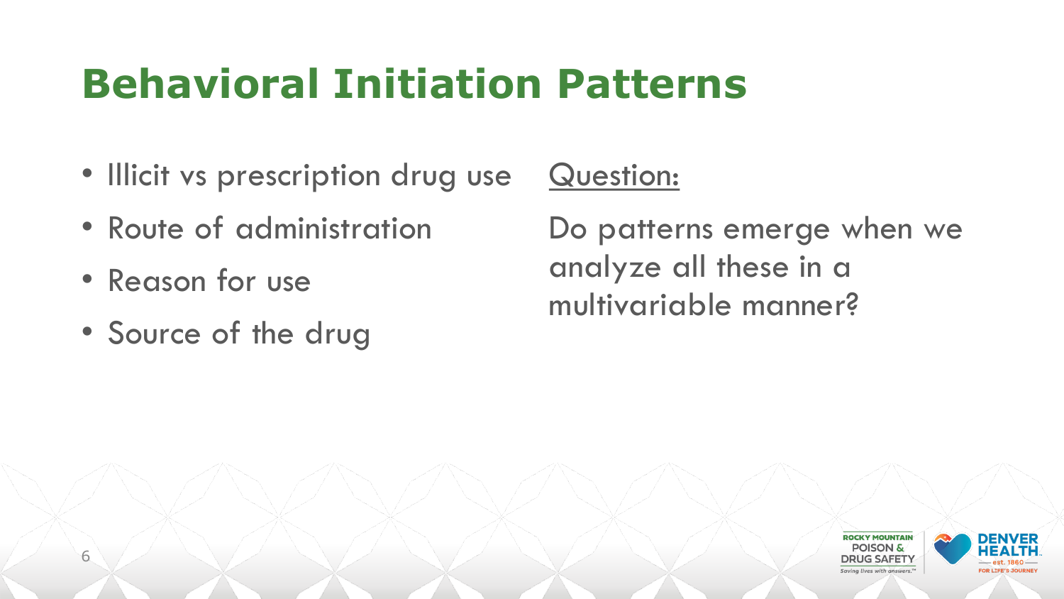# Behavioral Initiation Patterns

- Illicit vs prescription drug use
- Route of administration
- Reason for use
- Source of the drug

Question:

Do patterns emerge when we analyze all these in a multivariable manner?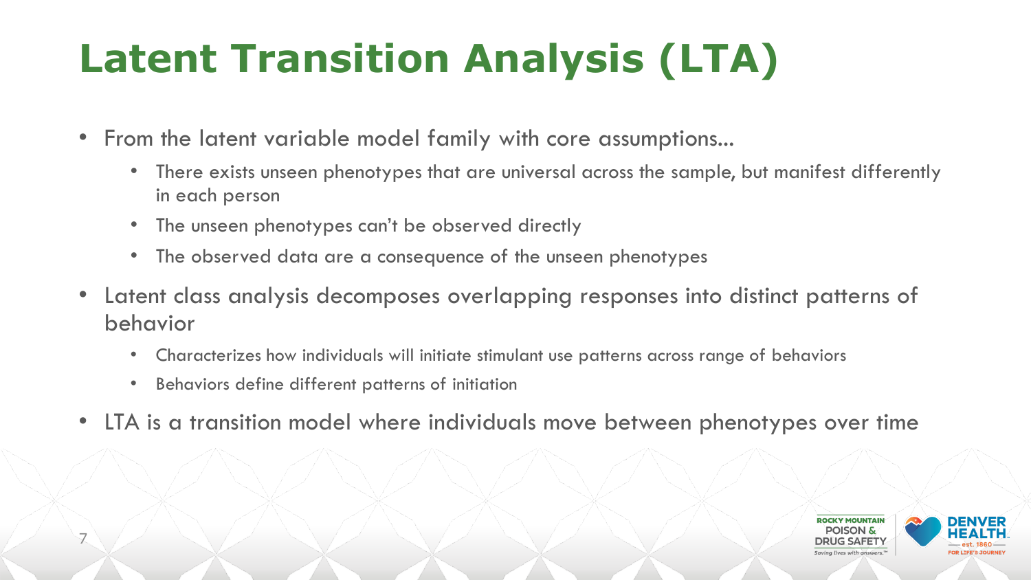# Latent Transition Analysis (LTA)

- From the latent variable model family with core assumptions…
  - There exists unseen phenotypes that are universal across the sample, but manifest differently in each person
  - The unseen phenotypes can't be observed directly
  - The observed data are a consequence of the unseen phenotypes
- Latent class analysis decomposes overlapping responses into distinct patterns of behavior
  - Characterizes how individuals will initiate stimulant use patterns across range of behaviors
  - Behaviors define different patterns of initiation
- LTA is a transition model where individuals move between phenotypes over time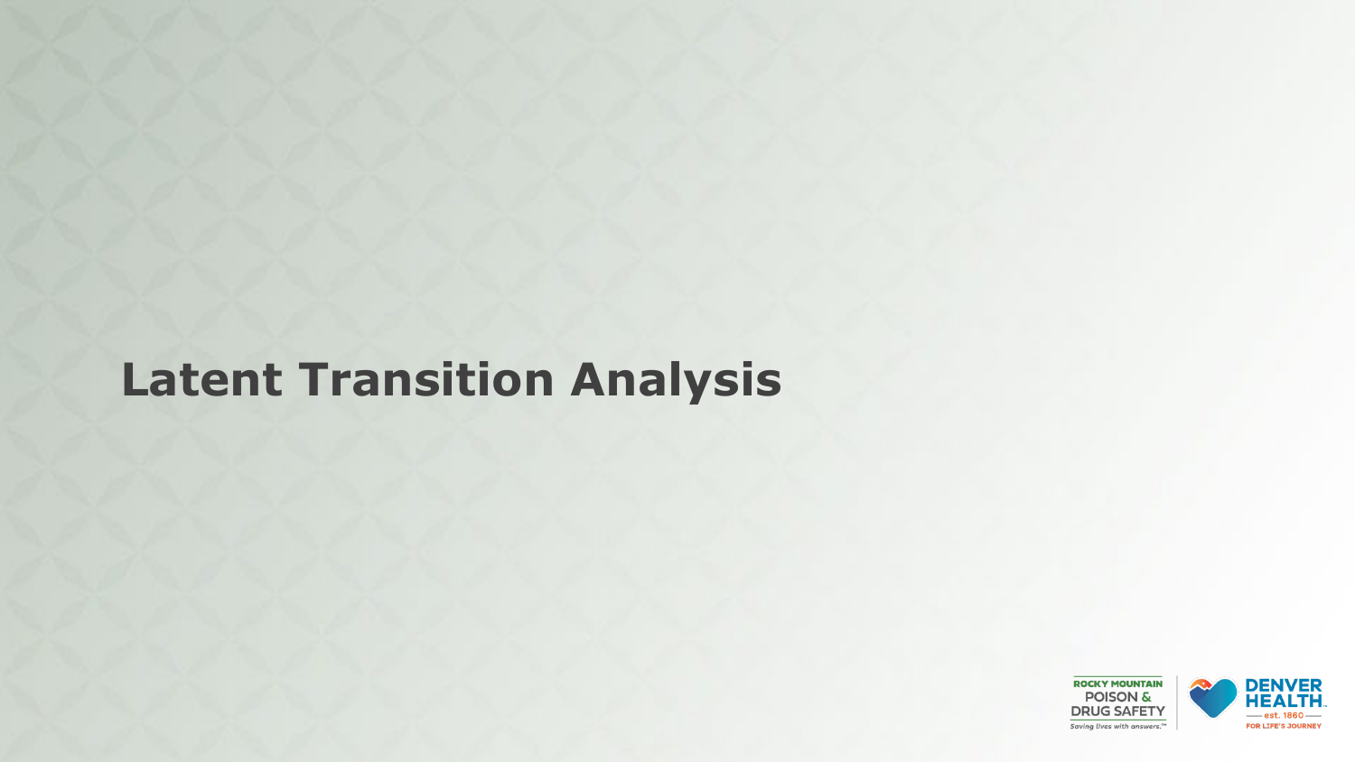# Latent Transition Analysis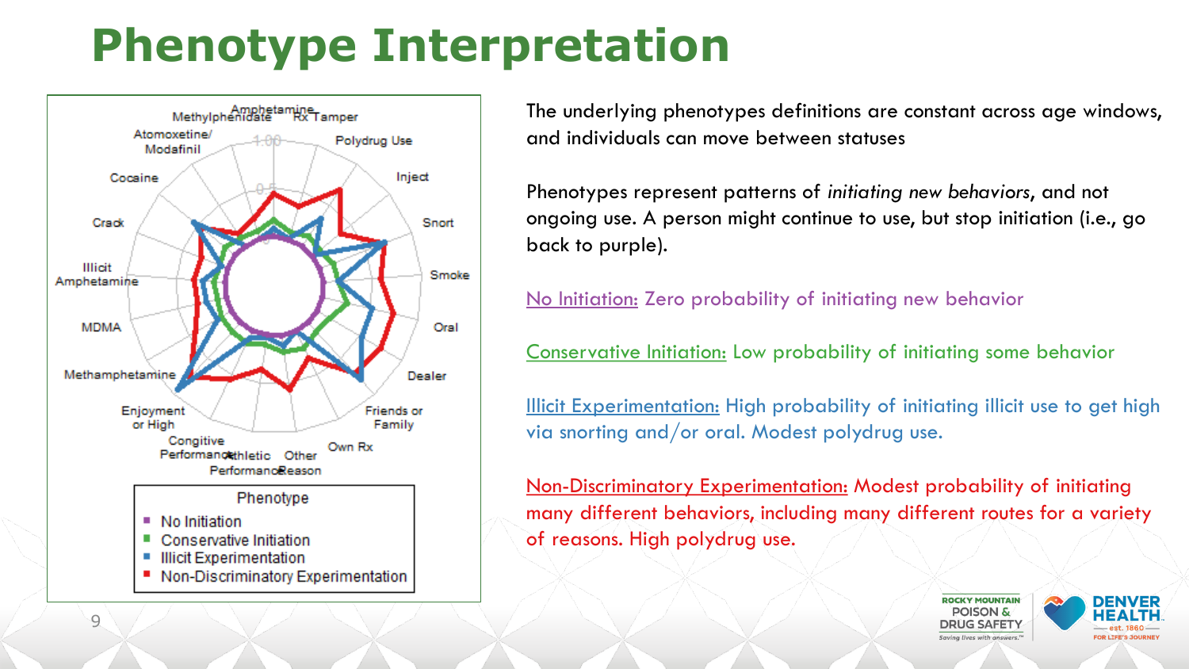# Phenotype Interpretation

Amphetamine, Methylphenidate, Rx Tamper, Atomoxetine/ Modafinil, Polydrug Use, Cocaine, Inject, Crack, Snort, Illicit Amphetamine, Smoke, MDMA, Oral, Methamphetamine, Dealer, Enjoyment or High, Friends or Family, Congitive Performance, Athletic Performance, Other Reason, Own Rx

Phenotype

- No Initiation
- Conservative Initiation
- Illicit Experimentation
- Non-Discriminatory Experimentation

The underlying phenotypes definitions are constant across age windows, and individuals can move between statuses

Phenotypes represent patterns of *initiating new behaviors*, and not ongoing use. A person might continue to use, but stop initiation (i.e., go back to purple).

No Initiation: Zero probability of initiating new behavior

Conservative Initiation: Low probability of initiating some behavior

Illicit Experimentation: High probability of initiating illicit use to get high via snorting and/or oral. Modest polydrug use.

Non-Discriminatory Experimentation: Modest probability of initiating many different behaviors, including many different routes for a variety of reasons. High polydrug use.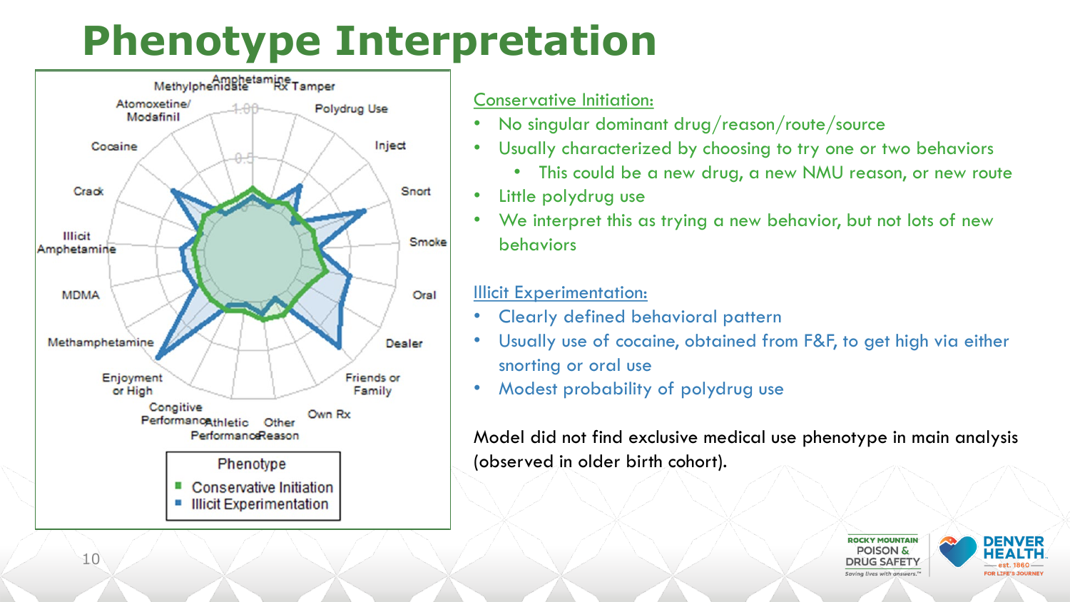# Phenotype Interpretation

Conservative Initiation:

- No singular dominant drug/reason/route/source
- Usually characterized by choosing to try one or two behaviors
  - This could be a new drug, a new NMU reason, or new route
- Little polydrug use
- We interpret this as trying a new behavior, but not lots of new behaviors

Illicit Experimentation:

- Clearly defined behavioral pattern
- Usually use of cocaine, obtained from F&F, to get high via either snorting or oral use
- Modest probability of polydrug use

Model did not find exclusive medical use phenotype in main analysis (observed in older birth cohort).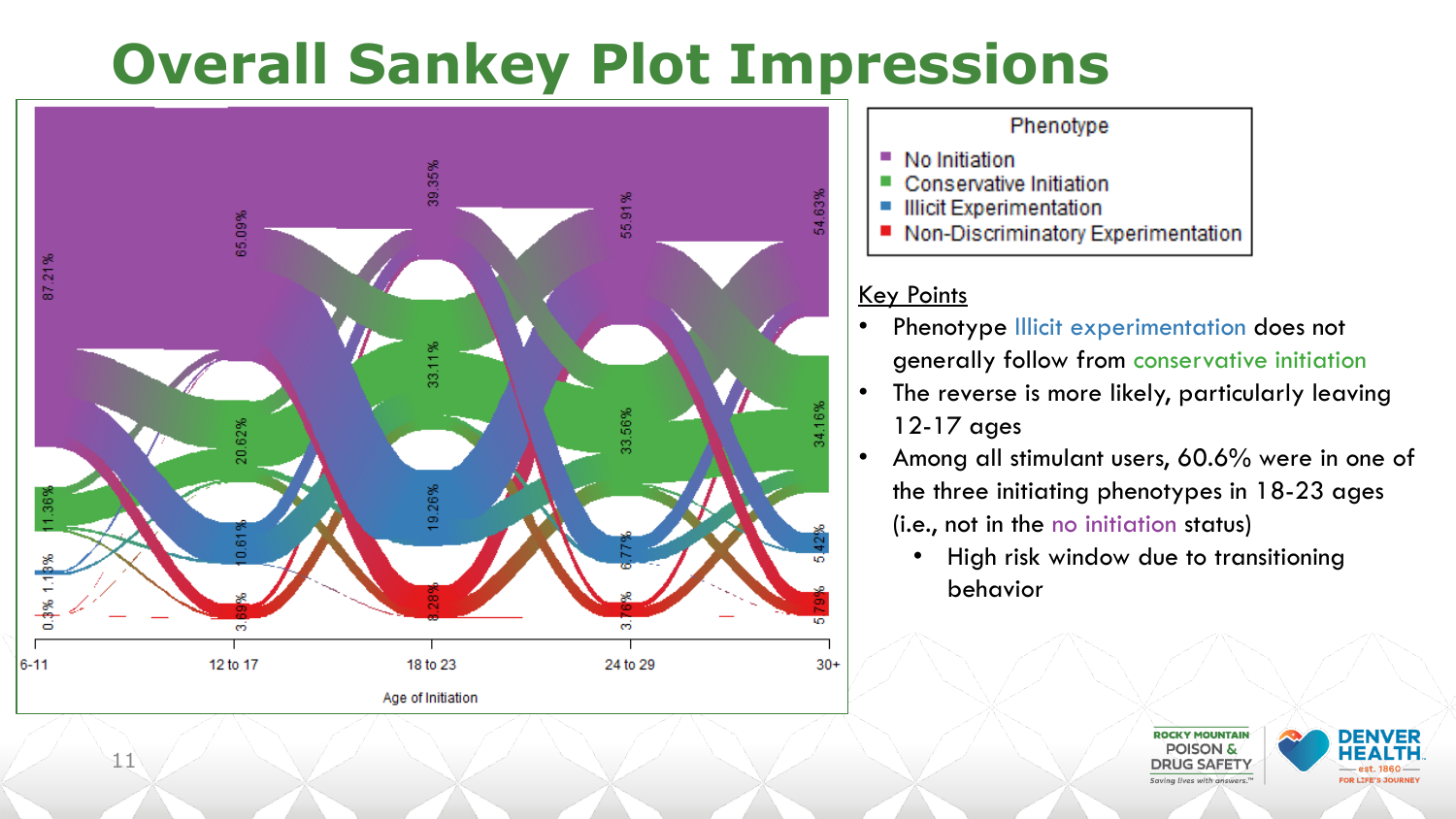# Overall Sankey Plot Impressions

Phenotype
- No Initiation
- Conservative Initiation
- Illicit Experimentation
- Non-Discriminatory Experimentation

Age of Initiation: 6-11, 12 to 17, 18 to 23, 24 to 29, 30+

| Phenotype | 6-11 | 12 to 17 | 18 to 23 | 24 to 29 | 30+ |
|---|---|---|---|---|---|
| No Initiation | 87.21% | 65.09% | 39.35% | 55.91% | 54.63% |
| Conservative Initiation | 11.36% | 20.62% | 33.11% | 33.56% | 34.16% |
| Illicit Experimentation | 1.13% | 10.61% | 19.26% | 6.77% | 5.42% |
| Non-Discriminatory Experimentation | 0.3% | 3.69% | 8.28% | 3.76% | 5.79% |

Key Points

- Phenotype Illicit experimentation does not generally follow from conservative initiation
- The reverse is more likely, particularly leaving 12-17 ages
- Among all stimulant users, 60.6% were in one of the three initiating phenotypes in 18-23 ages (i.e., not in the no initiation status)
  - High risk window due to transitioning behavior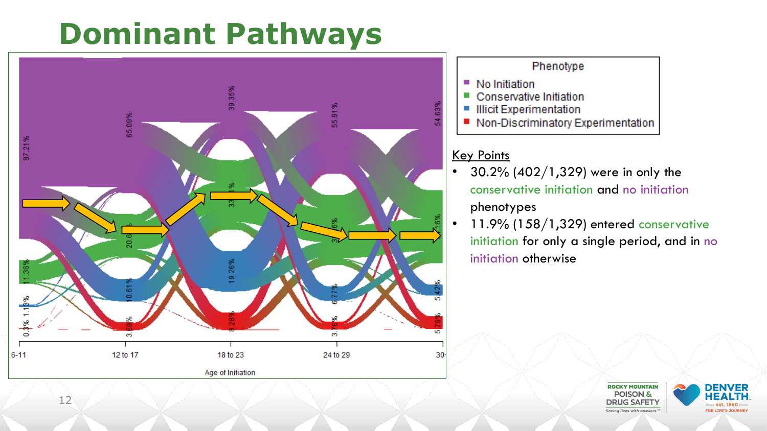# Dominant Pathways

Phenotype

- No Initiation
- Conservative Initiation
- Illicit Experimentation
- Non-Discriminatory Experimentation

Key Points

- 30.2% (402/1,329) were in only the conservative initiation and no initiation phenotypes
- 11.9% (158/1,329) entered conservative initiation for only a single period, and in no initiation otherwise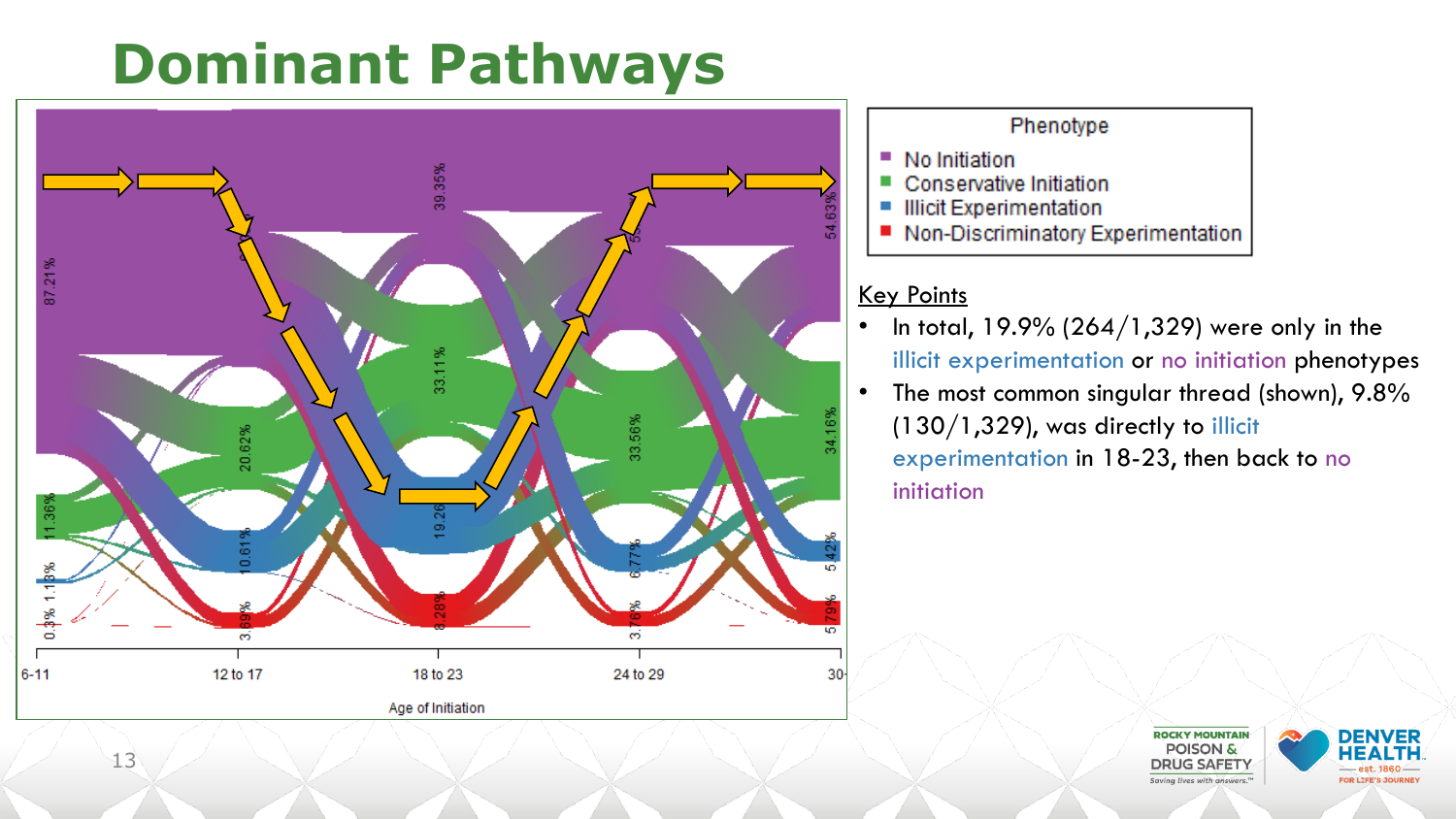# Dominant Pathways

Phenotype

- No Initiation
- Conservative Initiation
- Illicit Experimentation
- Non-Discriminatory Experimentation

Age of Initiation: 6-11, 12 to 17, 18 to 23, 24 to 29, 30+

Key Points

- In total, 19.9% (264/1,329) were only in the illicit experimentation or no initiation phenotypes
- The most common singular thread (shown), 9.8% (130/1,329), was directly to illicit experimentation in 18-23, then back to no initiation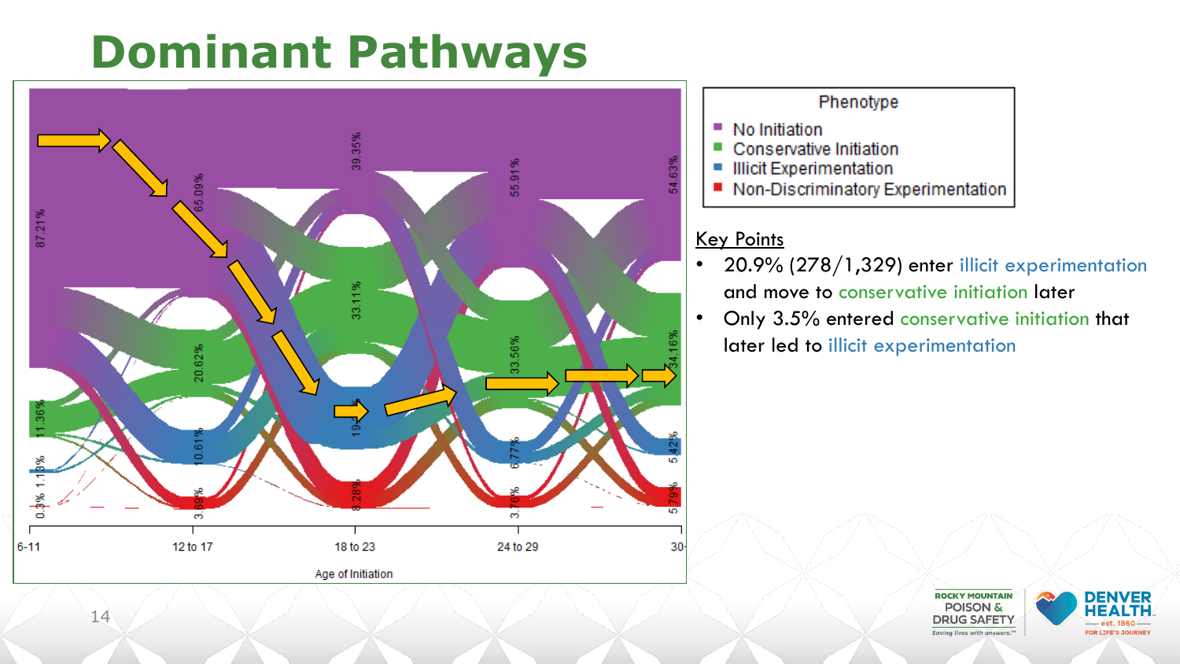# Dominant Pathways

Phenotype

- No Initiation
- Conservative Initiation
- Illicit Experimentation
- Non-Discriminatory Experimentation

Age of Initiation: 6-11, 12 to 17, 18 to 23, 24 to 29, 30+

<u>Key Points</u>

- 20.9% (278/1,329) enter illicit experimentation and move to conservative initiation later
- Only 3.5% entered conservative initiation that later led to illicit experimentation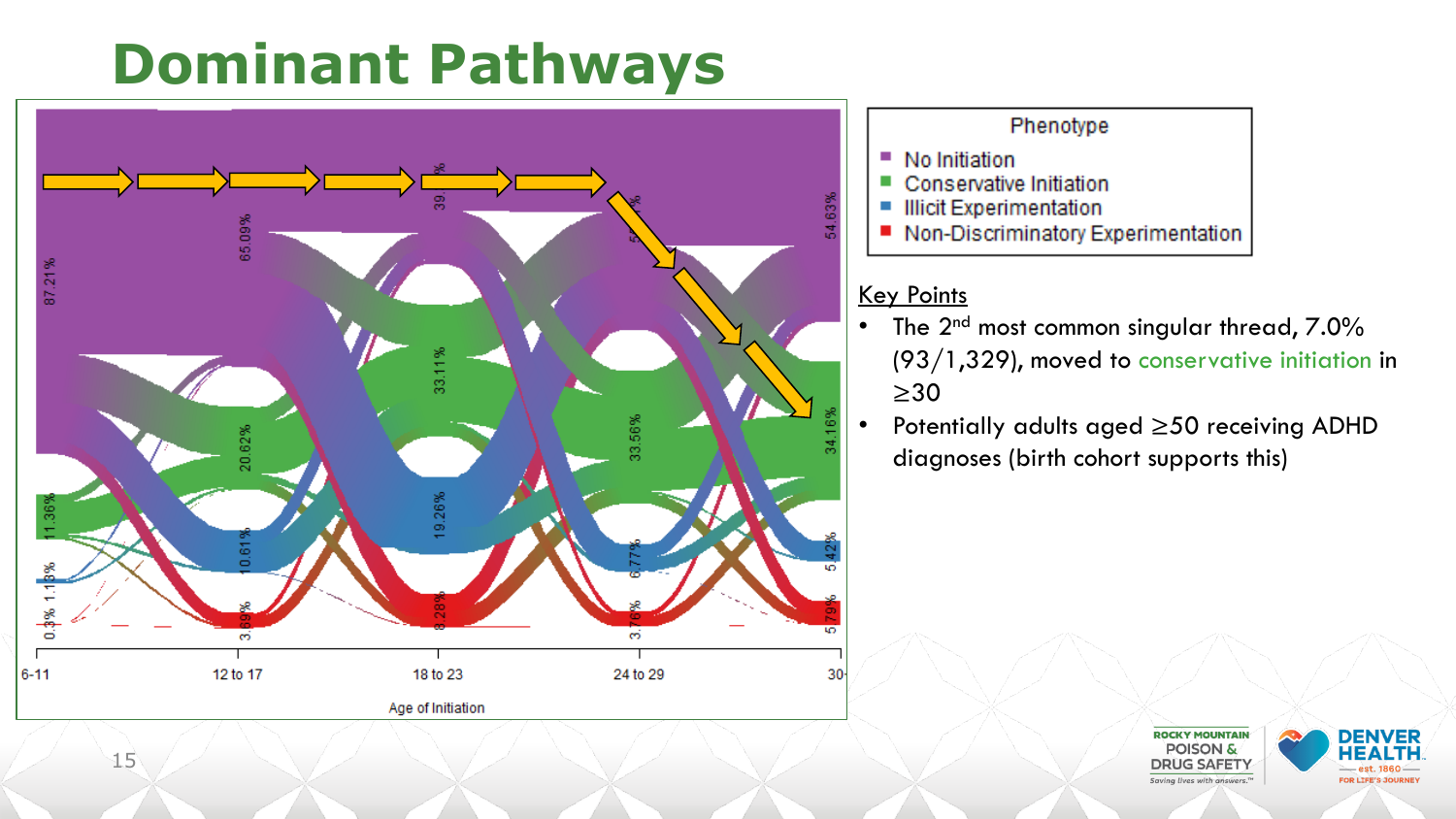# Dominant Pathways

Phenotype
- No Initiation
- Conservative Initiation
- Illicit Experimentation
- Non-Discriminatory Experimentation

Age of Initiation: 6-11, 12 to 17, 18 to 23, 24 to 29, 30+

<u>Key Points</u>

- The 2nd most common singular thread, 7.0% (93/1,329), moved to conservative initiation in ≥30
- Potentially adults aged ≥50 receiving ADHD diagnoses (birth cohort supports this)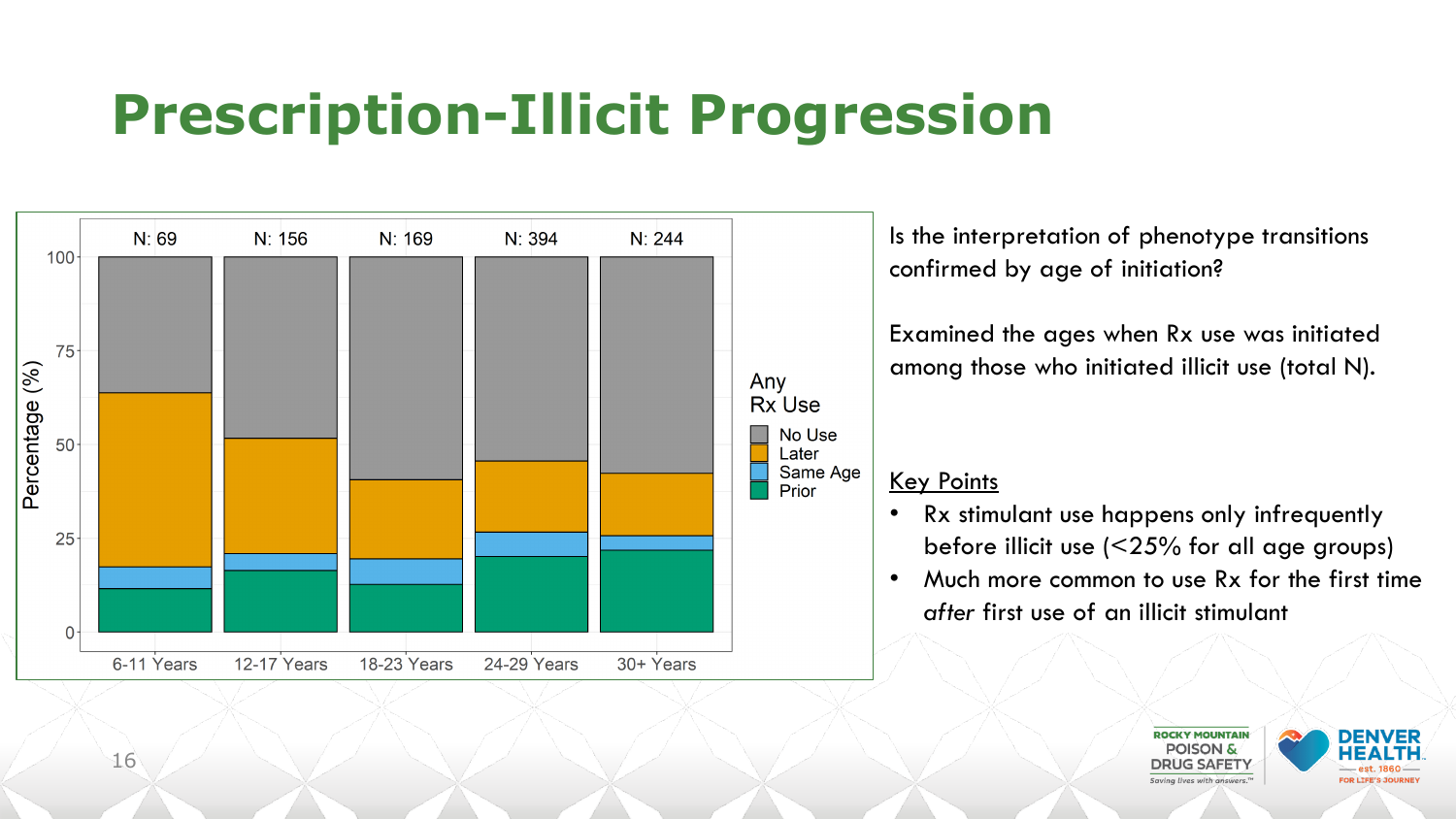# Prescription-Illicit Progression

Is the interpretation of phenotype transitions confirmed by age of initiation?

Examined the ages when Rx use was initiated among those who initiated illicit use (total N).

<u>Key Points</u>

- Rx stimulant use happens only infrequently before illicit use (<25% for all age groups)
- Much more common to use Rx for the first time *after* first use of an illicit stimulant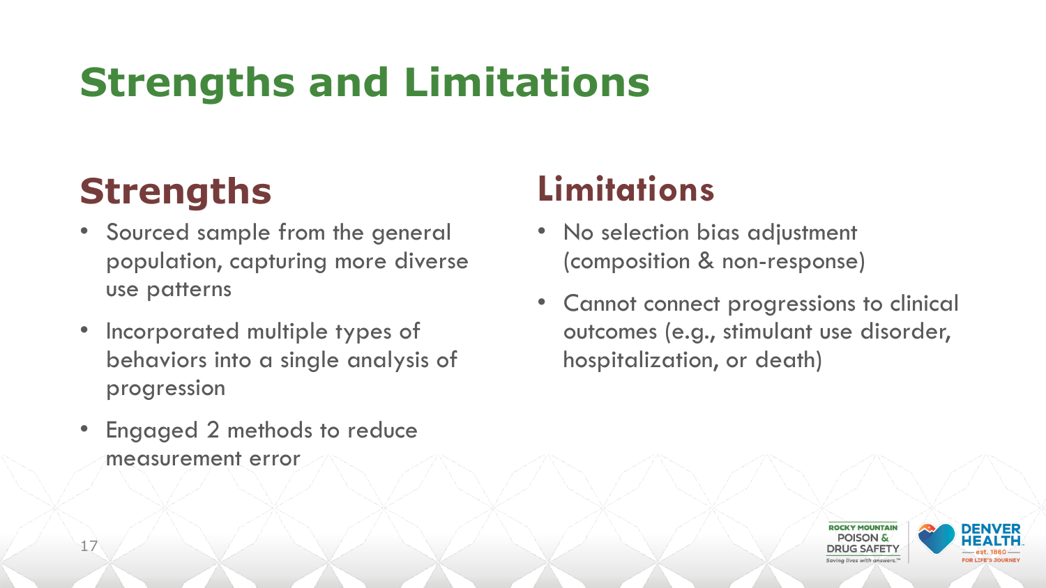# Strengths and Limitations

## Strengths

- Sourced sample from the general population, capturing more diverse use patterns
- Incorporated multiple types of behaviors into a single analysis of progression
- Engaged 2 methods to reduce measurement error

## Limitations

- No selection bias adjustment (composition & non-response)
- Cannot connect progressions to clinical outcomes (e.g., stimulant use disorder, hospitalization, or death)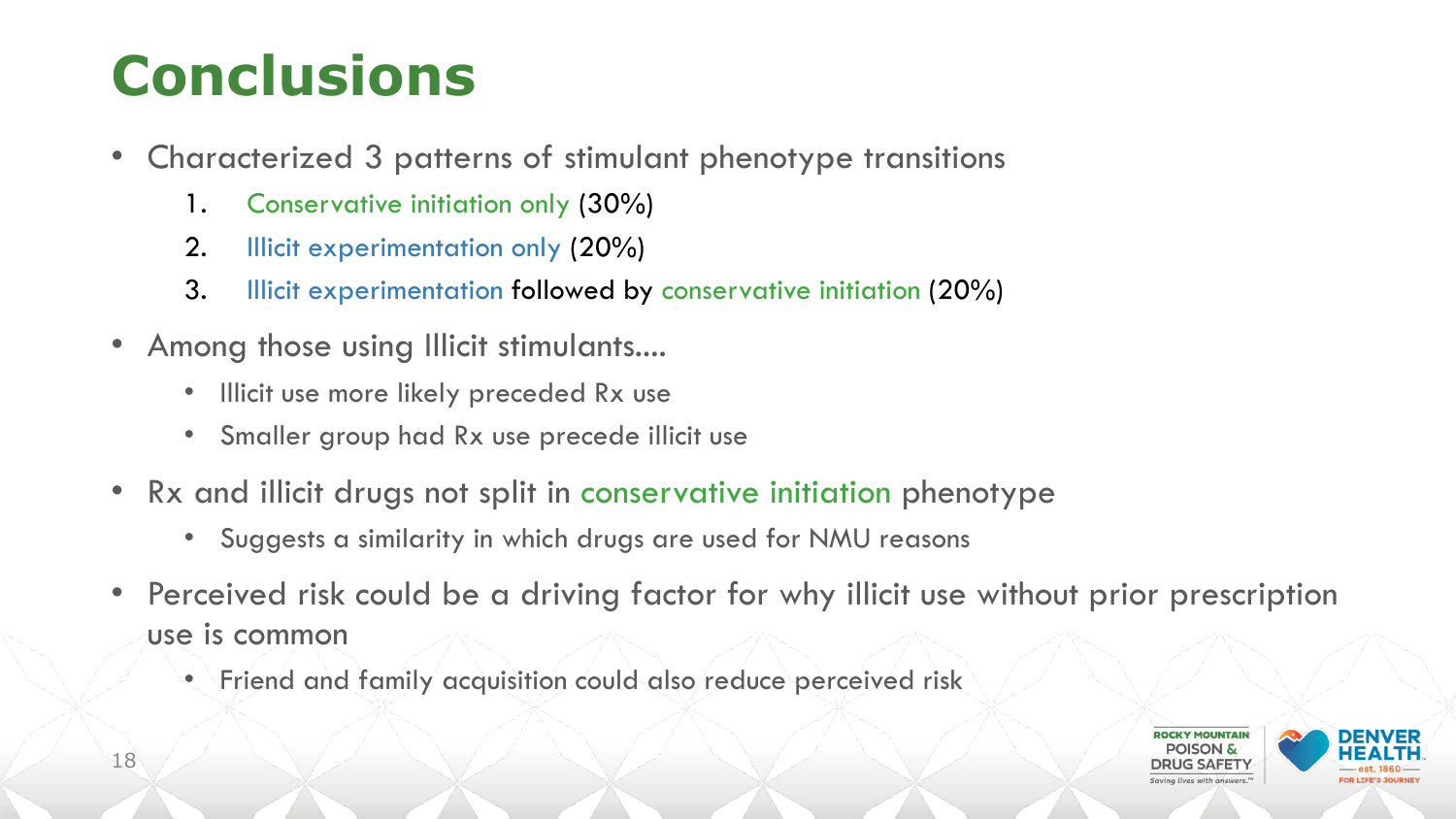# Conclusions

- Characterized 3 patterns of stimulant phenotype transitions
  1. Conservative initiation only (30%)
  2. Illicit experimentation only (20%)
  3. Illicit experimentation followed by conservative initiation (20%)
- Among those using Illicit stimulants....
  - Illicit use more likely preceded Rx use
  - Smaller group had Rx use precede illicit use
- Rx and illicit drugs not split in conservative initiation phenotype
  - Suggests a similarity in which drugs are used for NMU reasons
- Perceived risk could be a driving factor for why illicit use without prior prescription use is common
  - Friend and family acquisition could also reduce perceived risk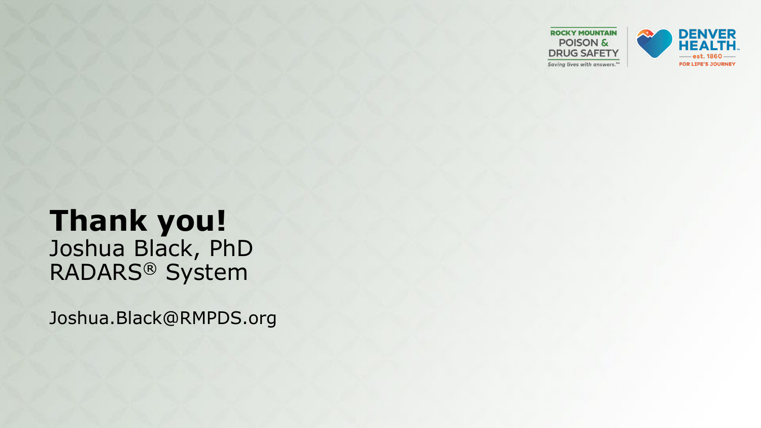ROCKY MOUNTAIN POISON & DRUG SAFETY

Saving lives with answers.™

DENVER HEALTH

est. 1860

FOR LIFE'S JOURNEY

# Thank you!

Joshua Black, PhD

RADARS® System

Joshua.Black@RMPDS.org